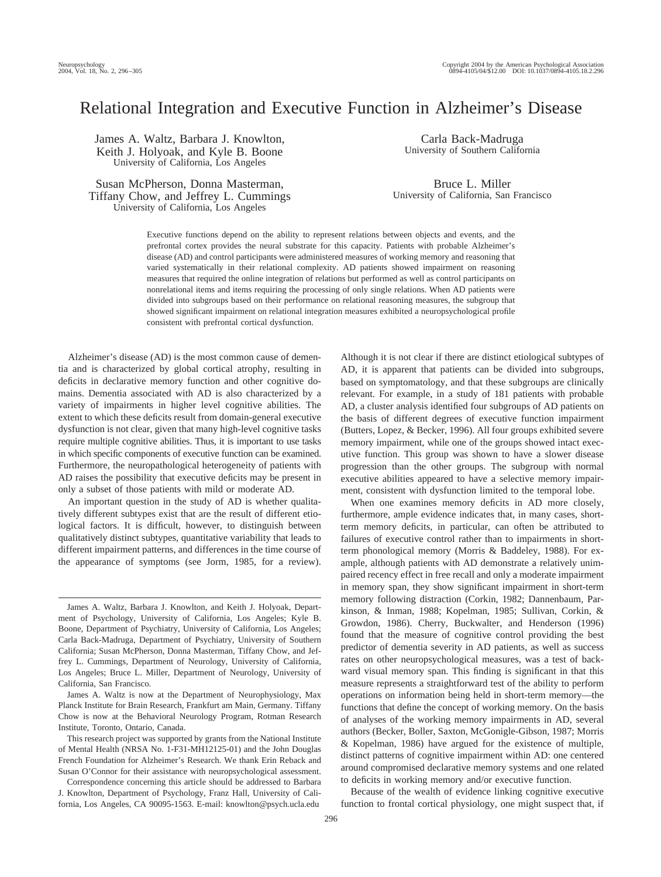# Relational Integration and Executive Function in Alzheimer's Disease

James A. Waltz, Barbara J. Knowlton, Keith J. Holyoak, and Kyle B. Boone
University of California, Los Angeles

Carla Back-Madruga
University of Southern California

Susan McPherson, Donna Masterman, Tiffany Chow, and Jeffrey L. Cummings
University of California, Los Angeles

Bruce L. Miller
University of California, San Francisco

Executive functions depend on the ability to represent relations between objects and events, and the prefrontal cortex provides the neural substrate for this capacity. Patients with probable Alzheimer's disease (AD) and control participants were administered measures of working memory and reasoning that varied systematically in their relational complexity. AD patients showed impairment on reasoning measures that required the online integration of relations but performed as well as control participants on nonrelational items and items requiring the processing of only single relations. When AD patients were divided into subgroups based on their performance on relational reasoning measures, the subgroup that showed significant impairment on relational integration measures exhibited a neuropsychological profile consistent with prefrontal cortical dysfunction.

Alzheimer's disease (AD) is the most common cause of dementia and is characterized by global cortical atrophy, resulting in deficits in declarative memory function and other cognitive domains. Dementia associated with AD is also characterized by a variety of impairments in higher level cognitive abilities. The extent to which these deficits result from domain-general executive dysfunction is not clear, given that many high-level cognitive tasks require multiple cognitive abilities. Thus, it is important to use tasks in which specific components of executive function can be examined. Furthermore, the neuropathological heterogeneity of patients with AD raises the possibility that executive deficits may be present in only a subset of those patients with mild or moderate AD.

An important question in the study of AD is whether qualitatively different subtypes exist that are the result of different etiological factors. It is difficult, however, to distinguish between qualitatively distinct subtypes, quantitative variability that leads to different impairment patterns, and differences in the time course of the appearance of symptoms (see Jorm, 1985, for a review). Although it is not clear if there are distinct etiological subtypes of AD, it is apparent that patients can be divided into subgroups, based on symptomatology, and that these subgroups are clinically relevant. For example, in a study of 181 patients with probable AD, a cluster analysis identified four subgroups of AD patients on the basis of different degrees of executive function impairment (Butters, Lopez, & Becker, 1996). All four groups exhibited severe memory impairment, while one of the groups showed intact executive function. This group was shown to have a slower disease progression than the other groups. The subgroup with normal executive abilities appeared to have a selective memory impairment, consistent with dysfunction limited to the temporal lobe.

When one examines memory deficits in AD more closely, furthermore, ample evidence indicates that, in many cases, short-term memory deficits, in particular, can often be attributed to failures of executive control rather than to impairments in short-term phonological memory (Morris & Baddeley, 1988). For example, although patients with AD demonstrate a relatively unimpaired recency effect in free recall and only a moderate impairment in memory span, they show significant impairment in short-term memory following distraction (Corkin, 1982; Dannenbaum, Parkinson, & Inman, 1988; Kopelman, 1985; Sullivan, Corkin, & Growdon, 1986). Cherry, Buckwalter, and Henderson (1996) found that the measure of cognitive control providing the best predictor of dementia severity in AD patients, as well as success rates on other neuropsychological measures, was a test of backward visual memory span. This finding is significant in that this measure represents a straightforward test of the ability to perform operations on information being held in short-term memory—the functions that define the concept of working memory. On the basis of analyses of the working memory impairments in AD, several authors (Becker, Boller, Saxton, McGonigle-Gibson, 1987; Morris & Kopelman, 1986) have argued for the existence of multiple, distinct patterns of cognitive impairment within AD: one centered around compromised declarative memory systems and one related to deficits in working memory and/or executive function.

Because of the wealth of evidence linking cognitive executive function to frontal cortical physiology, one might suspect that, if

---

James A. Waltz, Barbara J. Knowlton, and Keith J. Holyoak, Department of Psychology, University of California, Los Angeles; Kyle B. Boone, Department of Psychiatry, University of California, Los Angeles; Carla Back-Madruga, Department of Psychiatry, University of Southern California; Susan McPherson, Donna Masterman, Tiffany Chow, and Jeffrey L. Cummings, Department of Neurology, University of California, Los Angeles; Bruce L. Miller, Department of Neurology, University of California, San Francisco.

James A. Waltz is now at the Department of Neurophysiology, Max Planck Institute for Brain Research, Frankfurt am Main, Germany. Tiffany Chow is now at the Behavioral Neurology Program, Rotman Research Institute, Toronto, Ontario, Canada.

This research project was supported by grants from the National Institute of Mental Health (NRSA No. 1-F31-MH12125-01) and the John Douglas French Foundation for Alzheimer's Research. We thank Erin Reback and Susan O'Connor for their assistance with neuropsychological assessment.

Correspondence concerning this article should be addressed to Barbara J. Knowlton, Department of Psychology, Franz Hall, University of California, Los Angeles, CA 90095-1563. E-mail: knowlton@psych.ucla.edu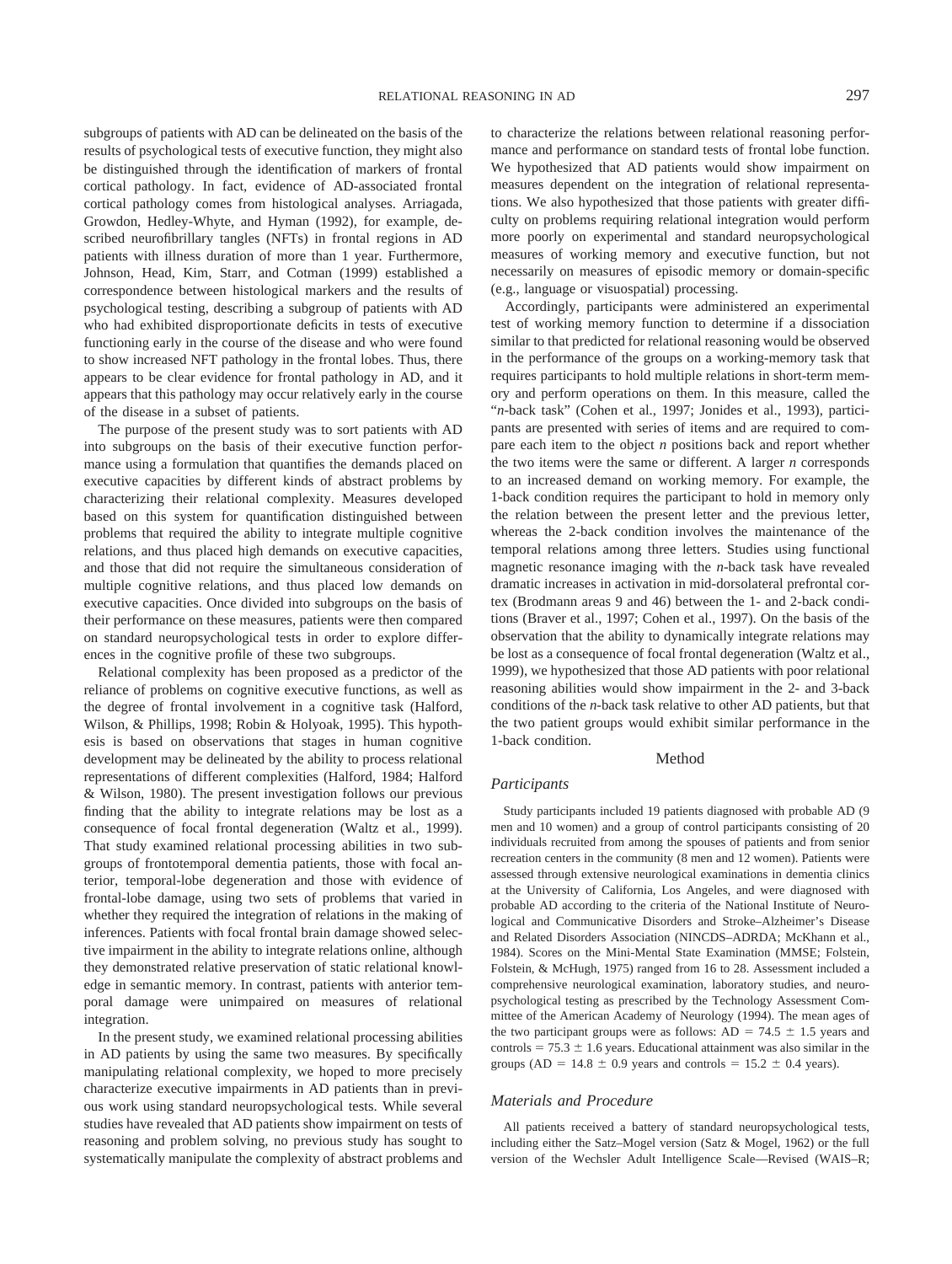subgroups of patients with AD can be delineated on the basis of the results of psychological tests of executive function, they might also be distinguished through the identification of markers of frontal cortical pathology. In fact, evidence of AD-associated frontal cortical pathology comes from histological analyses. Arriagada, Growdon, Hedley-Whyte, and Hyman (1992), for example, described neurofibrillary tangles (NFTs) in frontal regions in AD patients with illness duration of more than 1 year. Furthermore, Johnson, Head, Kim, Starr, and Cotman (1999) established a correspondence between histological markers and the results of psychological testing, describing a subgroup of patients with AD who had exhibited disproportionate deficits in tests of executive functioning early in the course of the disease and who were found to show increased NFT pathology in the frontal lobes. Thus, there appears to be clear evidence for frontal pathology in AD, and it appears that this pathology may occur relatively early in the course of the disease in a subset of patients.

The purpose of the present study was to sort patients with AD into subgroups on the basis of their executive function performance using a formulation that quantifies the demands placed on executive capacities by different kinds of abstract problems by characterizing their relational complexity. Measures developed based on this system for quantification distinguished between problems that required the ability to integrate multiple cognitive relations, and thus placed high demands on executive capacities, and those that did not require the simultaneous consideration of multiple cognitive relations, and thus placed low demands on executive capacities. Once divided into subgroups on the basis of their performance on these measures, patients were then compared on standard neuropsychological tests in order to explore differences in the cognitive profile of these two subgroups.

Relational complexity has been proposed as a predictor of the reliance of problems on cognitive executive functions, as well as the degree of frontal involvement in a cognitive task (Halford, Wilson, & Phillips, 1998; Robin & Holyoak, 1995). This hypothesis is based on observations that stages in human cognitive development may be delineated by the ability to process relational representations of different complexities (Halford, 1984; Halford & Wilson, 1980). The present investigation follows our previous finding that the ability to integrate relations may be lost as a consequence of focal frontal degeneration (Waltz et al., 1999). That study examined relational processing abilities in two subgroups of frontotemporal dementia patients, those with focal anterior, temporal-lobe degeneration and those with evidence of frontal-lobe damage, using two sets of problems that varied in whether they required the integration of relations in the making of inferences. Patients with focal frontal brain damage showed selective impairment in the ability to integrate relations online, although they demonstrated relative preservation of static relational knowledge in semantic memory. In contrast, patients with anterior temporal damage were unimpaired on measures of relational integration.

In the present study, we examined relational processing abilities in AD patients by using the same two measures. By specifically manipulating relational complexity, we hoped to more precisely characterize executive impairments in AD patients than in previous work using standard neuropsychological tests. While several studies have revealed that AD patients show impairment on tests of reasoning and problem solving, no previous study has sought to systematically manipulate the complexity of abstract problems and to characterize the relations between relational reasoning performance and performance on standard tests of frontal lobe function. We hypothesized that AD patients would show impairment on measures dependent on the integration of relational representations. We also hypothesized that those patients with greater difficulty on problems requiring relational integration would perform more poorly on experimental and standard neuropsychological measures of working memory and executive function, but not necessarily on measures of episodic memory or domain-specific (e.g., language or visuospatial) processing.

Accordingly, participants were administered an experimental test of working memory function to determine if a dissociation similar to that predicted for relational reasoning would be observed in the performance of the groups on a working-memory task that requires participants to hold multiple relations in short-term memory and perform operations on them. In this measure, called the "*n*-back task" (Cohen et al., 1997; Jonides et al., 1993), participants are presented with series of items and are required to compare each item to the object *n* positions back and report whether the two items were the same or different. A larger *n* corresponds to an increased demand on working memory. For example, the 1-back condition requires the participant to hold in memory only the relation between the present letter and the previous letter, whereas the 2-back condition involves the maintenance of the temporal relations among three letters. Studies using functional magnetic resonance imaging with the *n*-back task have revealed dramatic increases in activation in mid-dorsolateral prefrontal cortex (Brodmann areas 9 and 46) between the 1- and 2-back conditions (Braver et al., 1997; Cohen et al., 1997). On the basis of the observation that the ability to dynamically integrate relations may be lost as a consequence of focal frontal degeneration (Waltz et al., 1999), we hypothesized that those AD patients with poor relational reasoning abilities would show impairment in the 2- and 3-back conditions of the *n*-back task relative to other AD patients, but that the two patient groups would exhibit similar performance in the 1-back condition.

## Method

### Participants

Study participants included 19 patients diagnosed with probable AD (9 men and 10 women) and a group of control participants consisting of 20 individuals recruited from among the spouses of patients and from senior recreation centers in the community (8 men and 12 women). Patients were assessed through extensive neurological examinations in dementia clinics at the University of California, Los Angeles, and were diagnosed with probable AD according to the criteria of the National Institute of Neurological and Communicative Disorders and Stroke–Alzheimer's Disease and Related Disorders Association (NINCDS–ADRDA; McKhann et al., 1984). Scores on the Mini-Mental State Examination (MMSE; Folstein, Folstein, & McHugh, 1975) ranged from 16 to 28. Assessment included a comprehensive neurological examination, laboratory studies, and neuropsychological testing as prescribed by the Technology Assessment Committee of the American Academy of Neurology (1994). The mean ages of the two participant groups were as follows: AD = $74.5 \pm 1.5$ years and controls = $75.3 \pm 1.6$ years. Educational attainment was also similar in the groups (AD = $14.8 \pm 0.9$ years and controls = $15.2 \pm 0.4$ years).

### Materials and Procedure

All patients received a battery of standard neuropsychological tests, including either the Satz–Mogel version (Satz & Mogel, 1962) or the full version of the Wechsler Adult Intelligence Scale—Revised (WAIS–R;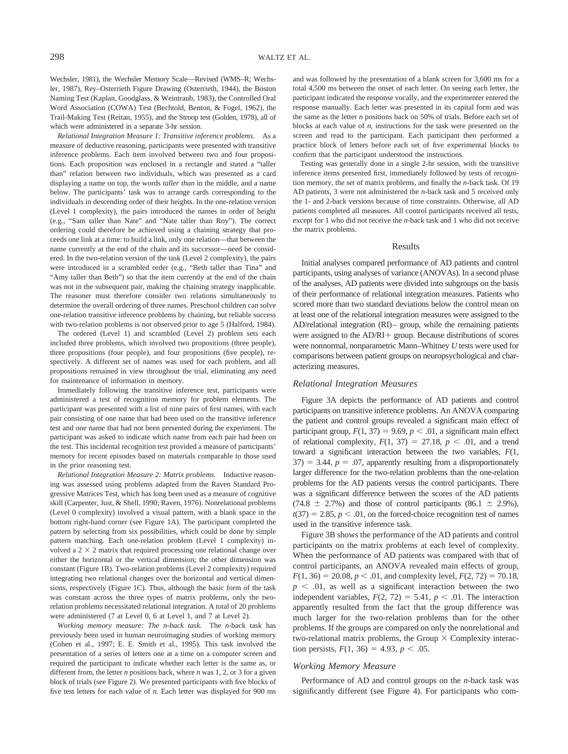Wechsler, 1981), the Wechsler Memory Scale—Revised (WMS–R; Wechsler, 1987), Rey–Osterrieth Figure Drawing (Osterrieth, 1944), the Boston Naming Test (Kaplan, Goodglass, & Weintraub, 1983), the Controlled Oral Word Association (COWA) Test (Bechtold, Benton, & Fogel, 1962), the Trail-Making Test (Reitan, 1955), and the Stroop test (Golden, 1978), all of which were administered in a separate 3-hr session.

*Relational Integration Measure 1: Transitive inference problems.* As a measure of deductive reasoning, participants were presented with transitive inference problems. Each item involved between two and four propositions. Each proposition was enclosed in a rectangle and stated a "taller than" relation between two individuals, which was presented as a card displaying a name on top, the words *taller than* in the middle, and a name below. The participants' task was to arrange cards corresponding to the individuals in descending order of their heights. In the one-relation version (Level 1 complexity), the pairs introduced the names in order of height (e.g., "Sam taller than Nate" and "Nate taller than Roy"). The correct ordering could therefore be achieved using a chaining strategy that proceeds one link at a time: to build a link, only one relation—that between the name currently at the end of the chain and its successor—need be considered. In the two-relation version of the task (Level 2 complexity), the pairs were introduced in a scrambled order (e.g., "Beth taller than Tina" and "Amy taller than Beth") so that the item currently at the end of the chain was not in the subsequent pair, making the chaining strategy inapplicable. The reasoner must therefore consider two relations simultaneously to determine the overall ordering of three names. Preschool children can solve one-relation transitive inference problems by chaining, but reliable success with two-relation problems is not observed prior to age 5 (Halford, 1984).

The ordered (Level 1) and scrambled (Level 2) problem sets each included three problems, which involved two propositions (three people), three propositions (four people), and four propositions (five people), respectively. A different set of names was used for each problem, and all propositions remained in view throughout the trial, eliminating any need for maintenance of information in memory.

Immediately following the transitive inference test, participants were administered a test of recognition memory for problem elements. The participant was presented with a list of nine pairs of first names, with each pair consisting of one name that had been used on the transitive inference test and one name that had not been presented during the experiment. The participant was asked to indicate which name from each pair had been on the test. This incidental recognition test provided a measure of participants' memory for recent episodes based on materials comparable to those used in the prior reasoning test.

*Relational Integration Measure 2: Matrix problems.* Inductive reasoning was assessed using problems adapted from the Raven Standard Progressive Matrices Test, which has long been used as a measure of cognitive skill (Carpenter, Just, & Shell, 1990; Raven, 1976). Nonrelational problems (Level 0 complexity) involved a visual pattern, with a blank space in the bottom right-hand corner (see Figure 1A). The participant completed the pattern by selecting from six possibilities, which could be done by simple pattern matching. Each one-relation problem (Level 1 complexity) involved a $2 \times 2$ matrix that required processing one relational change over either the horizontal or the vertical dimension; the other dimension was constant (Figure 1B). Two-relation problems (Level 2 complexity) required integrating two relational changes over the horizontal and vertical dimensions, respectively (Figure 1C). Thus, although the basic form of the task was constant across the three types of matrix problems, only the two-relation problems necessitated relational integration. A total of 20 problems were administered (7 at Level 0, 6 at Level 1, and 7 at Level 2).

*Working memory measure: The n-back task.* The *n*-back task has previously been used in human neuroimaging studies of working memory (Cohen et al., 1997; E. E. Smith et al., 1995). This task involved the presentation of a series of letters one at a time on a computer screen and required the participant to indicate whether each letter is the same as, or different from, the letter *n* positions back, where *n* was 1, 2, or 3 for a given block of trials (see Figure 2). We presented participants with five blocks of five test letters for each value of *n*. Each letter was displayed for 900 ms and was followed by the presentation of a blank screen for 3,600 ms for a total 4,500 ms between the onset of each letter. On seeing each letter, the participant indicated the response vocally, and the experimenter entered the response manually. Each letter was presented in its capital form and was the same as the letter *n* positions back on 50% of trials. Before each set of blocks at each value of *n*, instructions for the task were presented on the screen and read to the participant. Each participant then performed a practice block of letters before each set of five experimental blocks to confirm that the participant understood the instructions.

Testing was generally done in a single 2-hr session, with the transitive inference items presented first, immediately followed by tests of recognition memory, the set of matrix problems, and finally the *n*-back task. Of 19 AD patients, 3 were not administered the *n*-back task and 5 received only the 1- and 2-back versions because of time constraints. Otherwise, all AD patients completed all measures. All control participants received all tests, except for 1 who did not receive the *n*-back task and 1 who did not receive the matrix problems.

## Results

Initial analyses compared performance of AD patients and control participants, using analyses of variance (ANOVAs). In a second phase of the analyses, AD patients were divided into subgroups on the basis of their performance of relational integration measures. Patients who scored more than two standard deviations below the control mean on at least one of the relational integration measures were assigned to the AD/relational integration (RI)– group, while the remaining patients were assigned to the AD/RI+ group. Because distributions of scores were nonnormal, nonparametric Mann–Whitney *U* tests were used for comparisons between patient groups on neuropsychological and characterizing measures.

### Relational Integration Measures

Figure 3A depicts the performance of AD patients and control participants on transitive inference problems. An ANOVA comparing the patient and control groups revealed a significant main effect of participant group, $F(1, 37) = 9.69$, $p < .01$, a significant main effect of relational complexity, $F(1, 37) = 27.18$, $p < .01$, and a trend toward a significant interaction between the two variables, $F(1, 37) = 3.44$, $p = .07$, apparently resulting from a disproportionately larger difference for the two-relation problems than the one-relation problems for the AD patients versus the control participants. There was a significant difference between the scores of the AD patients ($74.8 \pm 2.7\%$) and those of control participants ($86.1 \pm 2.9\%$), $t(37) = 2.85$, $p < .01$, on the forced-choice recognition test of names used in the transitive inference task.

Figure 3B shows the performance of the AD patients and control participants on the matrix problems at each level of complexity. When the performance of AD patients was compared with that of control participants, an ANOVA revealed main effects of group, $F(1, 36) = 20.08$, $p < .01$, and complexity level, $F(2, 72) = 70.18$, $p < .01$, as well as a significant interaction between the two independent variables, $F(2, 72) = 5.41$, $p < .01$. The interaction apparently resulted from the fact that the group difference was much larger for the two-relation problems than for the other problems. If the groups are compared on only the nonrelational and two-relational matrix problems, the Group $\times$ Complexity interaction persists, $F(1, 36) = 4.93$, $p < .05$.

### Working Memory Measure

Performance of AD and control groups on the *n*-back task was significantly different (see Figure 4). For participants who com-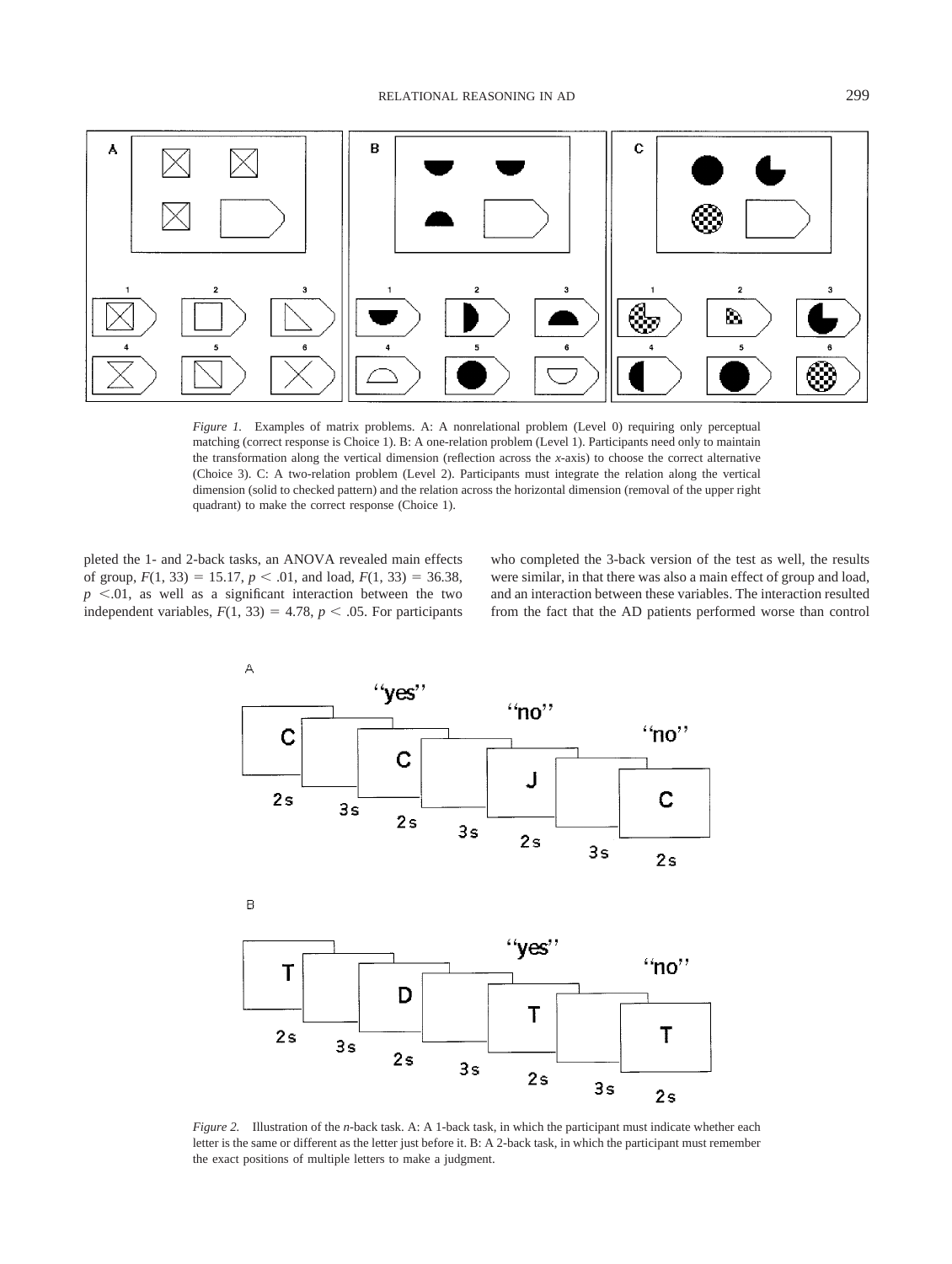*Figure 1.* Examples of matrix problems. A: A nonrelational problem (Level 0) requiring only perceptual matching (correct response is Choice 1). B: A one-relation problem (Level 1). Participants need only to maintain the transformation along the vertical dimension (reflection across the *x*-axis) to choose the correct alternative (Choice 3). C: A two-relation problem (Level 2). Participants must integrate the relation along the vertical dimension (solid to checked pattern) and the relation across the horizontal dimension (removal of the upper right quadrant) to make the correct response (Choice 1).

pleted the 1- and 2-back tasks, an ANOVA revealed main effects of group, $F(1, 33) = 15.17$, $p < .01$, and load, $F(1, 33) = 36.38$, $p < .01$, as well as a significant interaction between the two independent variables, $F(1, 33) = 4.78$, $p < .05$. For participants who completed the 3-back version of the test as well, the results were similar, in that there was also a main effect of group and load, and an interaction between these variables. The interaction resulted from the fact that the AD patients performed worse than control

*Figure 2.* Illustration of the *n*-back task. A: A 1-back task, in which the participant must indicate whether each letter is the same or different as the letter just before it. B: A 2-back task, in which the participant must remember the exact positions of multiple letters to make a judgment.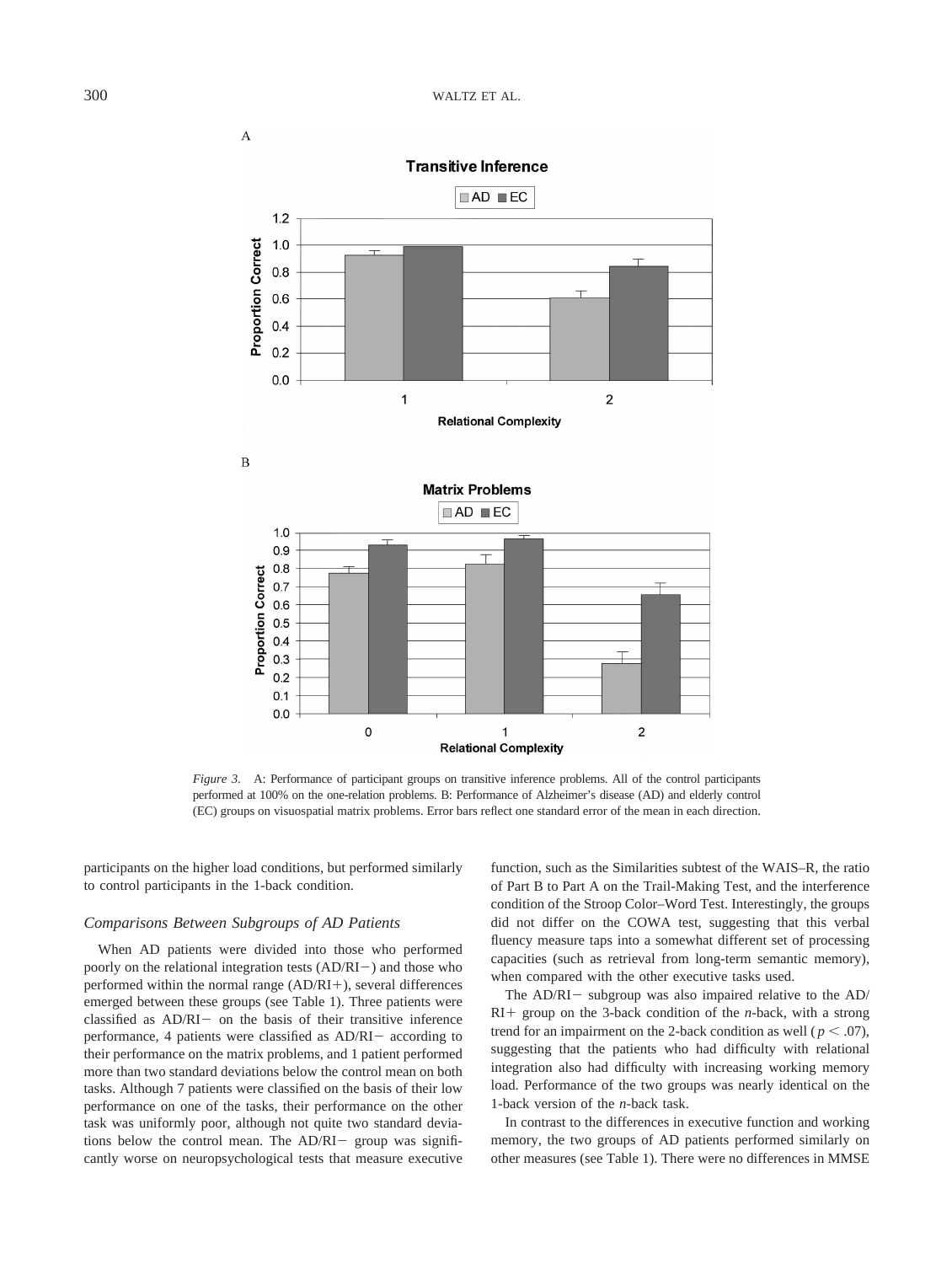A

B

*Figure 3.* A: Performance of participant groups on transitive inference problems. All of the control participants performed at 100% on the one-relation problems. B: Performance of Alzheimer's disease (AD) and elderly control (EC) groups on visuospatial matrix problems. Error bars reflect one standard error of the mean in each direction.

participants on the higher load conditions, but performed similarly to control participants in the 1-back condition.

### *Comparisons Between Subgroups of AD Patients*

When AD patients were divided into those who performed poorly on the relational integration tests (AD/RI−) and those who performed within the normal range (AD/RI+), several differences emerged between these groups (see Table 1). Three patients were classified as AD/RI− on the basis of their transitive inference performance, 4 patients were classified as AD/RI− according to their performance on the matrix problems, and 1 patient performed more than two standard deviations below the control mean on both tasks. Although 7 patients were classified on the basis of their low performance on one of the tasks, their performance on the other task was uniformly poor, although not quite two standard deviations below the control mean. The AD/RI− group was significantly worse on neuropsychological tests that measure executive function, such as the Similarities subtest of the WAIS–R, the ratio of Part B to Part A on the Trail-Making Test, and the interference condition of the Stroop Color–Word Test. Interestingly, the groups did not differ on the COWA test, suggesting that this verbal fluency measure taps into a somewhat different set of processing capacities (such as retrieval from long-term semantic memory), when compared with the other executive tasks used.

The AD/RI− subgroup was also impaired relative to the AD/RI+ group on the 3-back condition of the *n*-back, with a strong trend for an impairment on the 2-back condition as well ($p < .07$), suggesting that the patients who had difficulty with relational integration also had difficulty with increasing working memory load. Performance of the two groups was nearly identical on the 1-back version of the *n*-back task.

In contrast to the differences in executive function and working memory, the two groups of AD patients performed similarly on other measures (see Table 1). There were no differences in MMSE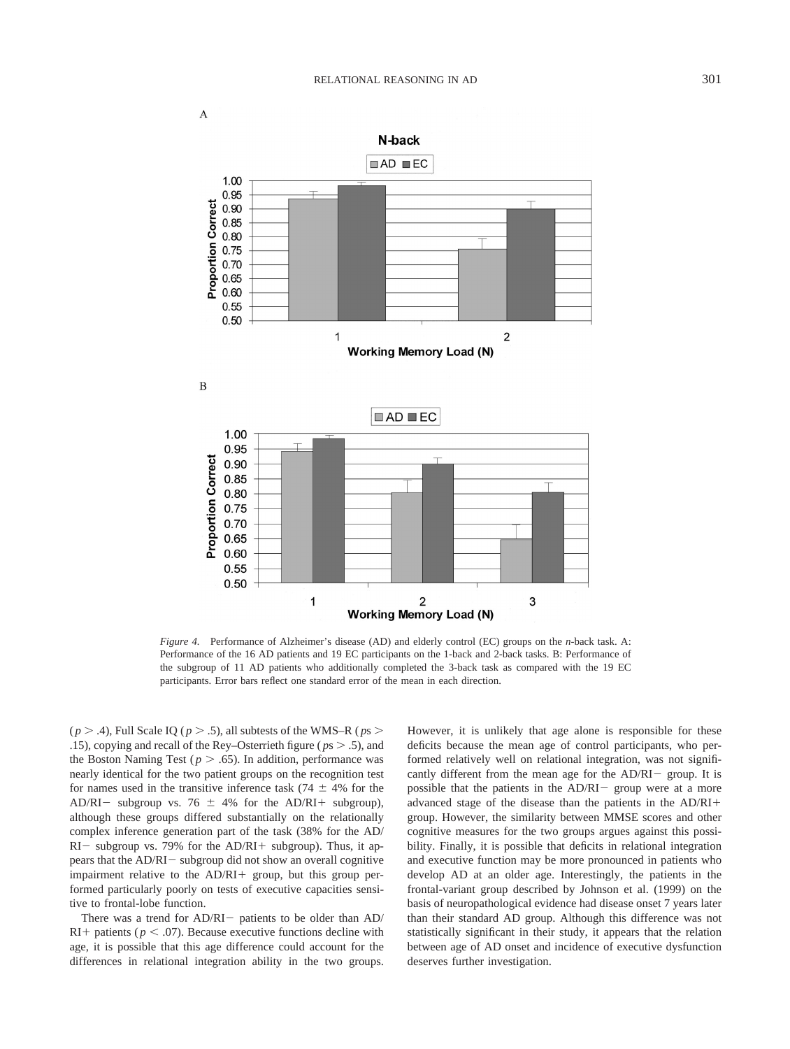*Figure 4.* Performance of Alzheimer's disease (AD) and elderly control (EC) groups on the *n*-back task. A: Performance of the 16 AD patients and 19 EC participants on the 1-back and 2-back tasks. B: Performance of the subgroup of 11 AD patients who additionally completed the 3-back task as compared with the 19 EC participants. Error bars reflect one standard error of the mean in each direction.

($p > .4$), Full Scale IQ ($p > .5$), all subtests of the WMS–R ($ps > .15$), copying and recall of the Rey–Osterrieth figure ($ps > .5$), and the Boston Naming Test ($p > .65$). In addition, performance was nearly identical for the two patient groups on the recognition test for names used in the transitive inference task (74 ± 4% for the AD/RI− subgroup vs. 76 ± 4% for the AD/RI+ subgroup), although these groups differed substantially on the relationally complex inference generation part of the task (38% for the AD/RI− subgroup vs. 79% for the AD/RI+ subgroup). Thus, it appears that the AD/RI− subgroup did not show an overall cognitive impairment relative to the AD/RI+ group, but this group performed particularly poorly on tests of executive capacities sensitive to frontal-lobe function.

There was a trend for AD/RI− patients to be older than AD/RI+ patients ($p < .07$). Because executive functions decline with age, it is possible that this age difference could account for the differences in relational integration ability in the two groups. However, it is unlikely that age alone is responsible for these deficits because the mean age of control participants, who performed relatively well on relational integration, was not significantly different from the mean age for the AD/RI− group. It is possible that the patients in the AD/RI− group were at a more advanced stage of the disease than the patients in the AD/RI+ group. However, the similarity between MMSE scores and other cognitive measures for the two groups argues against this possibility. Finally, it is possible that deficits in relational integration and executive function may be more pronounced in patients who develop AD at an older age. Interestingly, the patients in the frontal-variant group described by Johnson et al. (1999) on the basis of neuropathological evidence had disease onset 7 years later than their standard AD group. Although this difference was not statistically significant in their study, it appears that the relation between age of AD onset and incidence of executive dysfunction deserves further investigation.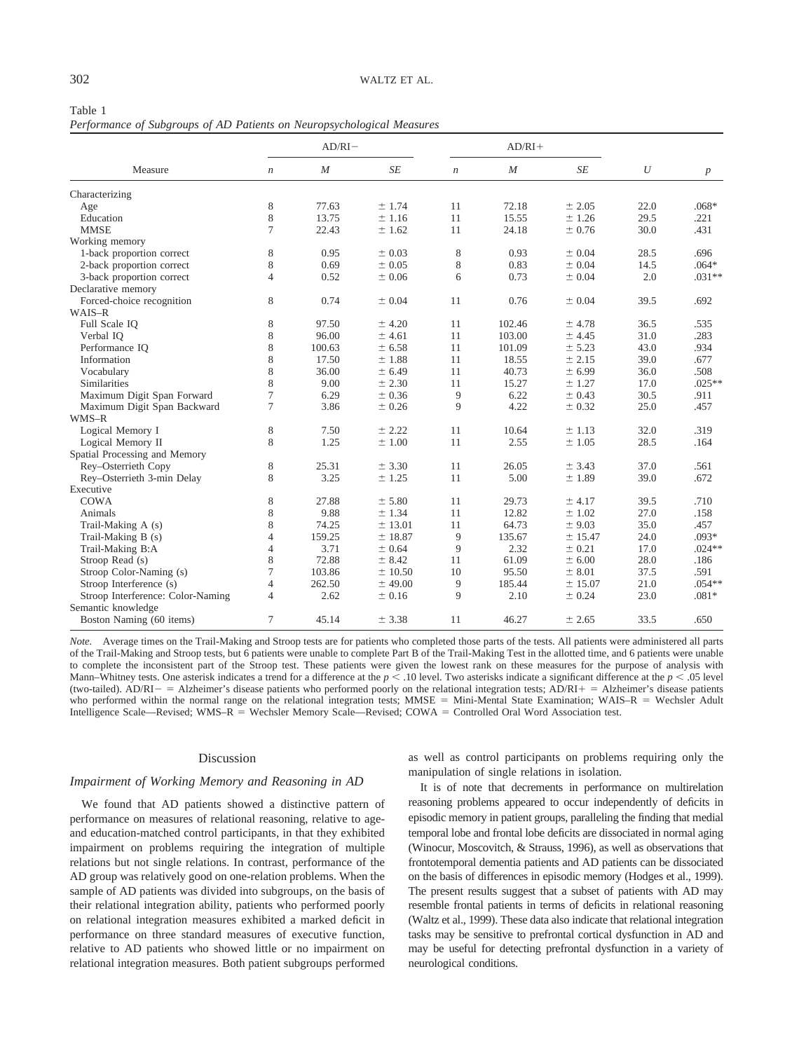Table 1
*Performance of Subgroups of AD Patients on Neuropsychological Measures*

| Measure | AD/RI− | | | AD/RI+ | | | | |
|---|---|---|---|---|---|---|---|---|
| | *n* | *M* | *SE* | *n* | *M* | *SE* | *U* | *p* |
| Characterizing | | | | | | | | |
| Age | 8 | 77.63 | ± 1.74 | 11 | 72.18 | ± 2.05 | 22.0 | .068* |
| Education | 8 | 13.75 | ± 1.16 | 11 | 15.55 | ± 1.26 | 29.5 | .221 |
| MMSE | 7 | 22.43 | ± 1.62 | 11 | 24.18 | ± 0.76 | 30.0 | .431 |
| Working memory | | | | | | | | |
| 1-back proportion correct | 8 | 0.95 | ± 0.03 | 8 | 0.93 | ± 0.04 | 28.5 | .696 |
| 2-back proportion correct | 8 | 0.69 | ± 0.05 | 8 | 0.83 | ± 0.04 | 14.5 | .064* |
| 3-back proportion correct | 4 | 0.52 | ± 0.06 | 6 | 0.73 | ± 0.04 | 2.0 | .031** |
| Declarative memory | | | | | | | | |
| Forced-choice recognition | 8 | 0.74 | ± 0.04 | 11 | 0.76 | ± 0.04 | 39.5 | .692 |
| WAIS–R | | | | | | | | |
| Full Scale IQ | 8 | 97.50 | ± 4.20 | 11 | 102.46 | ± 4.78 | 36.5 | .535 |
| Verbal IQ | 8 | 96.00 | ± 4.61 | 11 | 103.00 | ± 4.45 | 31.0 | .283 |
| Performance IQ | 8 | 100.63 | ± 6.58 | 11 | 101.09 | ± 5.23 | 43.0 | .934 |
| Information | 8 | 17.50 | ± 1.88 | 11 | 18.55 | ± 2.15 | 39.0 | .677 |
| Vocabulary | 8 | 36.00 | ± 6.49 | 11 | 40.73 | ± 6.99 | 36.0 | .508 |
| Similarities | 8 | 9.00 | ± 2.30 | 11 | 15.27 | ± 1.27 | 17.0 | .025** |
| Maximum Digit Span Forward | 7 | 6.29 | ± 0.36 | 9 | 6.22 | ± 0.43 | 30.5 | .911 |
| Maximum Digit Span Backward | 7 | 3.86 | ± 0.26 | 9 | 4.22 | ± 0.32 | 25.0 | .457 |
| WMS–R | | | | | | | | |
| Logical Memory I | 8 | 7.50 | ± 2.22 | 11 | 10.64 | ± 1.13 | 32.0 | .319 |
| Logical Memory II | 8 | 1.25 | ± 1.00 | 11 | 2.55 | ± 1.05 | 28.5 | .164 |
| Spatial Processing and Memory | | | | | | | | |
| Rey–Osterrieth Copy | 8 | 25.31 | ± 3.30 | 11 | 26.05 | ± 3.43 | 37.0 | .561 |
| Rey–Osterrieth 3-min Delay | 8 | 3.25 | ± 1.25 | 11 | 5.00 | ± 1.89 | 39.0 | .672 |
| Executive | | | | | | | | |
| COWA | 8 | 27.88 | ± 5.80 | 11 | 29.73 | ± 4.17 | 39.5 | .710 |
| Animals | 8 | 9.88 | ± 1.34 | 11 | 12.82 | ± 1.02 | 27.0 | .158 |
| Trail-Making A (s) | 8 | 74.25 | ± 13.01 | 11 | 64.73 | ± 9.03 | 35.0 | .457 |
| Trail-Making B (s) | 4 | 159.25 | ± 18.87 | 9 | 135.67 | ± 15.47 | 24.0 | .093* |
| Trail-Making B:A | 4 | 3.71 | ± 0.64 | 9 | 2.32 | ± 0.21 | 17.0 | .024** |
| Stroop Read (s) | 8 | 72.88 | ± 8.42 | 11 | 61.09 | ± 6.00 | 28.0 | .186 |
| Stroop Color-Naming (s) | 7 | 103.86 | ± 10.50 | 10 | 95.50 | ± 8.01 | 37.5 | .591 |
| Stroop Interference (s) | 4 | 262.50 | ± 49.00 | 9 | 185.44 | ± 15.07 | 21.0 | .054** |
| Stroop Interference: Color-Naming | 4 | 2.62 | ± 0.16 | 9 | 2.10 | ± 0.24 | 23.0 | .081* |
| Semantic knowledge | | | | | | | | |
| Boston Naming (60 items) | 7 | 45.14 | ± 3.38 | 11 | 46.27 | ± 2.65 | 33.5 | .650 |

*Note.* Average times on the Trail-Making and Stroop tests are for patients who completed those parts of the tests. All patients were administered all parts of the Trail-Making and Stroop tests, but 6 patients were unable to complete Part B of the Trail-Making Test in the allotted time, and 6 patients were unable to complete the inconsistent part of the Stroop test. These patients were given the lowest rank on these measures for the purpose of analysis with Mann–Whitney tests. One asterisk indicates a trend for a difference at the $p < .10$ level. Two asterisks indicate a significant difference at the $p < .05$ level (two-tailed). AD/RI− = Alzheimer's disease patients who performed poorly on the relational integration tests; AD/RI+ = Alzheimer's disease patients who performed within the normal range on the relational integration tests; MMSE = Mini-Mental State Examination; WAIS–R = Wechsler Adult Intelligence Scale—Revised; WMS–R = Wechsler Memory Scale—Revised; COWA = Controlled Oral Word Association test.

## Discussion

### Impairment of Working Memory and Reasoning in AD

We found that AD patients showed a distinctive pattern of performance on measures of relational reasoning, relative to age- and education-matched control participants, in that they exhibited impairment on problems requiring the integration of multiple relations but not single relations. In contrast, performance of the AD group was relatively good on one-relation problems. When the sample of AD patients was divided into subgroups, on the basis of their relational integration ability, patients who performed poorly on relational integration measures exhibited a marked deficit in performance on three standard measures of executive function, relative to AD patients who showed little or no impairment on relational integration measures. Both patient subgroups performed as well as control participants on problems requiring only the manipulation of single relations in isolation.

It is of note that decrements in performance on multirelation reasoning problems appeared to occur independently of deficits in episodic memory in patient groups, paralleling the finding that medial temporal lobe and frontal lobe deficits are dissociated in normal aging (Winocur, Moscovitch, & Strauss, 1996), as well as observations that frontotemporal dementia patients and AD patients can be dissociated on the basis of differences in episodic memory (Hodges et al., 1999). The present results suggest that a subset of patients with AD may resemble frontal patients in terms of deficits in relational reasoning (Waltz et al., 1999). These data also indicate that relational integration tasks may be sensitive to prefrontal cortical dysfunction in AD and may be useful for detecting prefrontal dysfunction in a variety of neurological conditions.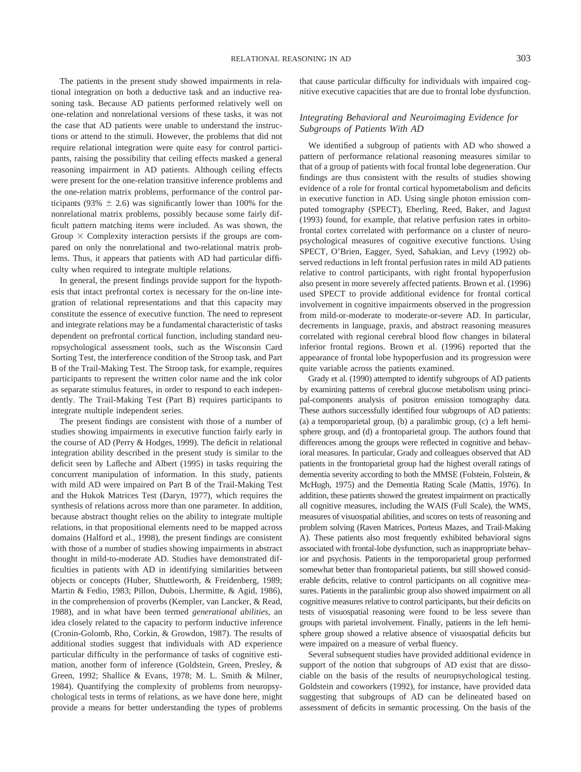The patients in the present study showed impairments in relational integration on both a deductive task and an inductive reasoning task. Because AD patients performed relatively well on one-relation and nonrelational versions of these tasks, it was not the case that AD patients were unable to understand the instructions or attend to the stimuli. However, the problems that did not require relational integration were quite easy for control participants, raising the possibility that ceiling effects masked a general reasoning impairment in AD patients. Although ceiling effects were present for the one-relation transitive inference problems and the one-relation matrix problems, performance of the control participants (93% ± 2.6) was significantly lower than 100% for the nonrelational matrix problems, possibly because some fairly difficult pattern matching items were included. As was shown, the Group × Complexity interaction persists if the groups are compared on only the nonrelational and two-relational matrix problems. Thus, it appears that patients with AD had particular difficulty when required to integrate multiple relations.

In general, the present findings provide support for the hypothesis that intact prefrontal cortex is necessary for the on-line integration of relational representations and that this capacity may constitute the essence of executive function. The need to represent and integrate relations may be a fundamental characteristic of tasks dependent on prefrontal cortical function, including standard neuropsychological assessment tools, such as the Wisconsin Card Sorting Test, the interference condition of the Stroop task, and Part B of the Trail-Making Test. The Stroop task, for example, requires participants to represent the written color name and the ink color as separate stimulus features, in order to respond to each independently. The Trail-Making Test (Part B) requires participants to integrate multiple independent series.

The present findings are consistent with those of a number of studies showing impairments in executive function fairly early in the course of AD (Perry & Hodges, 1999). The deficit in relational integration ability described in the present study is similar to the deficit seen by Lafleche and Albert (1995) in tasks requiring the concurrent manipulation of information. In this study, patients with mild AD were impaired on Part B of the Trail-Making Test and the Hukok Matrices Test (Daryn, 1977), which requires the synthesis of relations across more than one parameter. In addition, because abstract thought relies on the ability to integrate multiple relations, in that propositional elements need to be mapped across domains (Halford et al., 1998), the present findings are consistent with those of a number of studies showing impairments in abstract thought in mild-to-moderate AD. Studies have demonstrated difficulties in patients with AD in identifying similarities between objects or concepts (Huber, Shuttleworth, & Freidenberg, 1989; Martin & Fedio, 1983; Pillon, Dubois, Lhermitte, & Agid, 1986), in the comprehension of proverbs (Kempler, van Lancker, & Read, 1988), and in what have been termed *generational abilities,* an idea closely related to the capacity to perform inductive inference (Cronin-Golomb, Rho, Corkin, & Growdon, 1987). The results of additional studies suggest that individuals with AD experience particular difficulty in the performance of tasks of cognitive estimation, another form of inference (Goldstein, Green, Presley, & Green, 1992; Shallice & Evans, 1978; M. L. Smith & Milner, 1984). Quantifying the complexity of problems from neuropsychological tests in terms of relations, as we have done here, might provide a means for better understanding the types of problems that cause particular difficulty for individuals with impaired cognitive executive capacities that are due to frontal lobe dysfunction.

### *Integrating Behavioral and Neuroimaging Evidence for Subgroups of Patients With AD*

We identified a subgroup of patients with AD who showed a pattern of performance relational reasoning measures similar to that of a group of patients with focal frontal lobe degeneration. Our findings are thus consistent with the results of studies showing evidence of a role for frontal cortical hypometabolism and deficits in executive function in AD. Using single photon emission computed tomography (SPECT), Eberling, Reed, Baker, and Jagust (1993) found, for example, that relative perfusion rates in orbitofrontal cortex correlated with performance on a cluster of neuropsychological measures of cognitive executive functions. Using SPECT, O'Brien, Eagger, Syed, Sahakian, and Levy (1992) observed reductions in left frontal perfusion rates in mild AD patients relative to control participants, with right frontal hypoperfusion also present in more severely affected patients. Brown et al. (1996) used SPECT to provide additional evidence for frontal cortical involvement in cognitive impairments observed in the progression from mild-or-moderate to moderate-or-severe AD. In particular, decrements in language, praxis, and abstract reasoning measures correlated with regional cerebral blood flow changes in bilateral inferior frontal regions. Brown et al. (1996) reported that the appearance of frontal lobe hypoperfusion and its progression were quite variable across the patients examined.

Grady et al. (1990) attempted to identify subgroups of AD patients by examining patterns of cerebral glucose metabolism using principal-components analysis of positron emission tomography data. These authors successfully identified four subgroups of AD patients: (a) a temporoparietal group, (b) a paralimbic group, (c) a left hemisphere group, and (d) a frontoparietal group. The authors found that differences among the groups were reflected in cognitive and behavioral measures. In particular, Grady and colleagues observed that AD patients in the frontoparietal group had the highest overall ratings of dementia severity according to both the MMSE (Folstein, Folstein, & McHugh, 1975) and the Dementia Rating Scale (Mattis, 1976). In addition, these patients showed the greatest impairment on practically all cognitive measures, including the WAIS (Full Scale), the WMS, measures of visuospatial abilities, and scores on tests of reasoning and problem solving (Raven Matrices, Porteus Mazes, and Trail-Making A). These patients also most frequently exhibited behavioral signs associated with frontal-lobe dysfunction, such as inappropriate behavior and psychosis. Patients in the temporoparietal group performed somewhat better than frontoparietal patients, but still showed considerable deficits, relative to control participants on all cognitive measures. Patients in the paralimbic group also showed impairment on all cognitive measures relative to control participants, but their deficits on tests of visuospatial reasoning were found to be less severe than groups with parietal involvement. Finally, patients in the left hemisphere group showed a relative absence of visuospatial deficits but were impaired on a measure of verbal fluency.

Several subsequent studies have provided additional evidence in support of the notion that subgroups of AD exist that are dissociable on the basis of the results of neuropsychological testing. Goldstein and coworkers (1992), for instance, have provided data suggesting that subgroups of AD can be delineated based on assessment of deficits in semantic processing. On the basis of the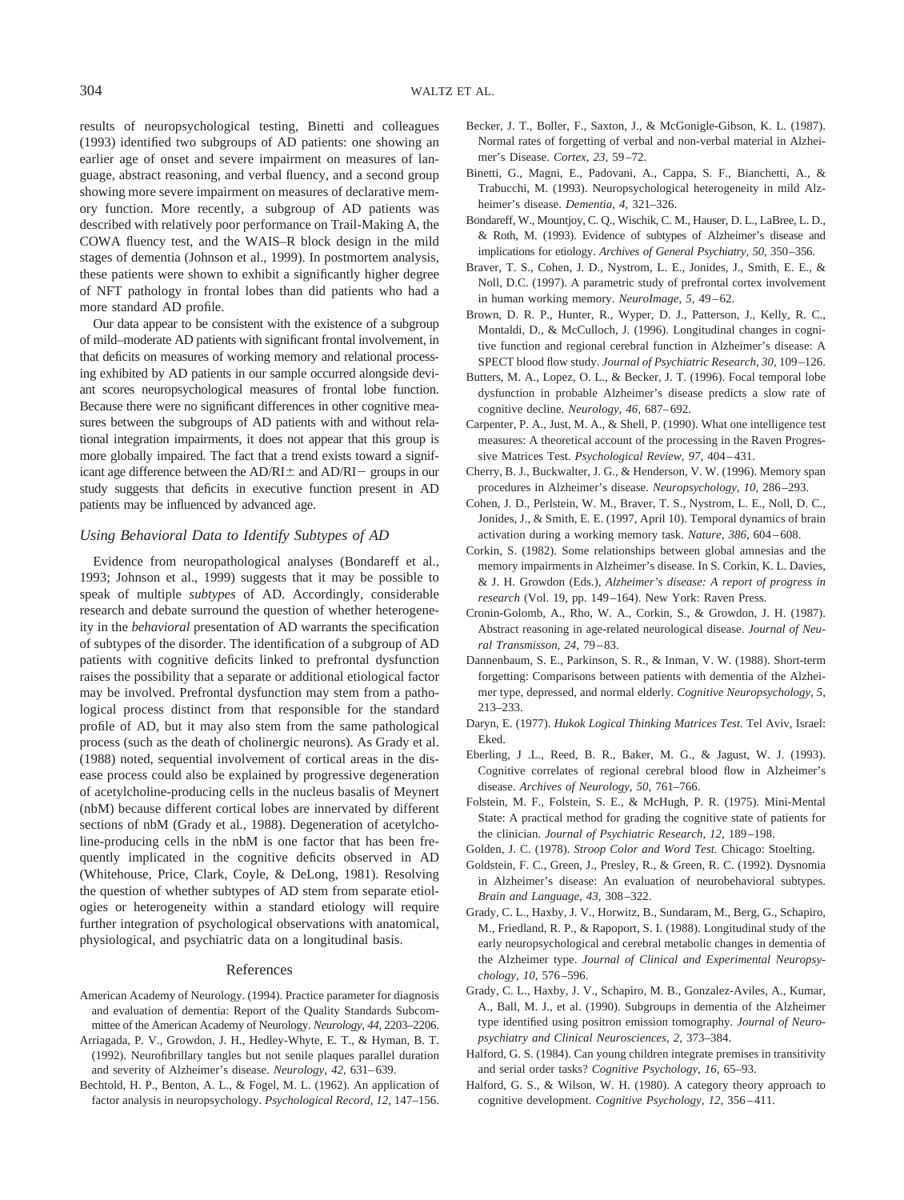results of neuropsychological testing, Binetti and colleagues (1993) identified two subgroups of AD patients: one showing an earlier age of onset and severe impairment on measures of language, abstract reasoning, and verbal fluency, and a second group showing more severe impairment on measures of declarative memory function. More recently, a subgroup of AD patients was described with relatively poor performance on Trail-Making A, the COWA fluency test, and the WAIS–R block design in the mild stages of dementia (Johnson et al., 1999). In postmortem analysis, these patients were shown to exhibit a significantly higher degree of NFT pathology in frontal lobes than did patients who had a more standard AD profile.

Our data appear to be consistent with the existence of a subgroup of mild–moderate AD patients with significant frontal involvement, in that deficits on measures of working memory and relational processing exhibited by AD patients in our sample occurred alongside deviant scores neuropsychological measures of frontal lobe function. Because there were no significant differences in other cognitive measures between the subgroups of AD patients with and without relational integration impairments, it does not appear that this group is more globally impaired. The fact that a trend exists toward a significant age difference between the AD/RI± and AD/RI− groups in our study suggests that deficits in executive function present in AD patients may be influenced by advanced age.

### *Using Behavioral Data to Identify Subtypes of AD*

Evidence from neuropathological analyses (Bondareff et al., 1993; Johnson et al., 1999) suggests that it may be possible to speak of multiple *subtypes* of AD. Accordingly, considerable research and debate surround the question of whether heterogeneity in the *behavioral* presentation of AD warrants the specification of subtypes of the disorder. The identification of a subgroup of AD patients with cognitive deficits linked to prefrontal dysfunction raises the possibility that a separate or additional etiological factor may be involved. Prefrontal dysfunction may stem from a pathological process distinct from that responsible for the standard profile of AD, but it may also stem from the same pathological process (such as the death of cholinergic neurons). As Grady et al. (1988) noted, sequential involvement of cortical areas in the disease process could also be explained by progressive degeneration of acetylcholine-producing cells in the nucleus basalis of Meynert (nbM) because different cortical lobes are innervated by different sections of nbM (Grady et al., 1988). Degeneration of acetylcholine-producing cells in the nbM is one factor that has been frequently implicated in the cognitive deficits observed in AD (Whitehouse, Price, Clark, Coyle, & DeLong, 1981). Resolving the question of whether subtypes of AD stem from separate etiologies or heterogeneity within a standard etiology will require further integration of psychological observations with anatomical, physiological, and psychiatric data on a longitudinal basis.

## References

American Academy of Neurology. (1994). Practice parameter for diagnosis and evaluation of dementia: Report of the Quality Standards Subcommittee of the American Academy of Neurology. *Neurology, 44,* 2203–2206.

Arriagada, P. V., Growdon, J. H., Hedley-Whyte, E. T., & Hyman, B. T. (1992). Neurofibrillary tangles but not senile plaques parallel duration and severity of Alzheimer's disease. *Neurology, 42,* 631–639.

Bechtold, H. P., Benton, A. L., & Fogel, M. L. (1962). An application of factor analysis in neuropsychology. *Psychological Record, 12,* 147–156.

Becker, J. T., Boller, F., Saxton, J., & McGonigle-Gibson, K. L. (1987). Normal rates of forgetting of verbal and non-verbal material in Alzheimer's Disease. *Cortex, 23,* 59–72.

Binetti, G., Magni, E., Padovani, A., Cappa, S. F., Bianchetti, A., & Trabucchi, M. (1993). Neuropsychological heterogeneity in mild Alzheimer's disease. *Dementia, 4,* 321–326.

Bondareff, W., Mountjoy, C. Q., Wischik, C. M., Hauser, D. L., LaBree, L. D., & Roth, M. (1993). Evidence of subtypes of Alzheimer's disease and implications for etiology. *Archives of General Psychiatry, 50,* 350–356.

Braver, T. S., Cohen, J. D., Nystrom, L. E., Jonides, J., Smith, E. E., & Noll, D.C. (1997). A parametric study of prefrontal cortex involvement in human working memory. *NeuroImage, 5,* 49–62.

Brown, D. R. P., Hunter, R., Wyper, D. J., Patterson, J., Kelly, R. C., Montaldi, D., & McCulloch, J. (1996). Longitudinal changes in cognitive function and regional cerebral function in Alzheimer's disease: A SPECT blood flow study. *Journal of Psychiatric Research, 30,* 109–126.

Butters, M. A., Lopez, O. L., & Becker, J. T. (1996). Focal temporal lobe dysfunction in probable Alzheimer's disease predicts a slow rate of cognitive decline. *Neurology, 46,* 687–692.

Carpenter, P. A., Just, M. A., & Shell, P. (1990). What one intelligence test measures: A theoretical account of the processing in the Raven Progressive Matrices Test. *Psychological Review, 97,* 404–431.

Cherry, B. J., Buckwalter, J. G., & Henderson, V. W. (1996). Memory span procedures in Alzheimer's disease. *Neuropsychology, 10,* 286–293.

Cohen, J. D., Perlstein, W. M., Braver, T. S., Nystrom, L. E., Noll, D. C., Jonides, J., & Smith, E. E. (1997, April 10). Temporal dynamics of brain activation during a working memory task. *Nature, 386,* 604–608.

Corkin, S. (1982). Some relationships between global amnesias and the memory impairments in Alzheimer's disease. In S. Corkin, K. L. Davies, & J. H. Growdon (Eds.), *Alzheimer's disease: A report of progress in research* (Vol. 19, pp. 149–164). New York: Raven Press.

Cronin-Golomb, A., Rho, W. A., Corkin, S., & Growdon, J. H. (1987). Abstract reasoning in age-related neurological disease. *Journal of Neural Transmisson, 24,* 79–83.

Dannenbaum, S. E., Parkinson, S. R., & Inman, V. W. (1988). Short-term forgetting: Comparisons between patients with dementia of the Alzheimer type, depressed, and normal elderly. *Cognitive Neuropsychology, 5,* 213–233.

Daryn, E. (1977). *Hukok Logical Thinking Matrices Test.* Tel Aviv, Israel: Eked.

Eberling, J .L., Reed, B. R., Baker, M. G., & Jagust, W. J. (1993). Cognitive correlates of regional cerebral blood flow in Alzheimer's disease. *Archives of Neurology, 50,* 761–766.

Folstein, M. F., Folstein, S. E., & McHugh, P. R. (1975). Mini-Mental State: A practical method for grading the cognitive state of patients for the clinician. *Journal of Psychiatric Research, 12,* 189–198.

Golden, J. C. (1978). *Stroop Color and Word Test.* Chicago: Stoelting.

Goldstein, F. C., Green, J., Presley, R., & Green, R. C. (1992). Dysnomia in Alzheimer's disease: An evaluation of neurobehavioral subtypes. *Brain and Language, 43,* 308–322.

Grady, C. L., Haxby, J. V., Horwitz, B., Sundaram, M., Berg, G., Schapiro, M., Friedland, R. P., & Rapoport, S. I. (1988). Longitudinal study of the early neuropsychological and cerebral metabolic changes in dementia of the Alzheimer type. *Journal of Clinical and Experimental Neuropsychology, 10,* 576–596.

Grady, C. L., Haxby, J. V., Schapiro, M. B., Gonzalez-Aviles, A., Kumar, A., Ball, M. J., et al. (1990). Subgroups in dementia of the Alzheimer type identified using positron emission tomography. *Journal of Neuropsychiatry and Clinical Neurosciences, 2,* 373–384.

Halford, G. S. (1984). Can young children integrate premises in transitivity and serial order tasks? *Cognitive Psychology, 16,* 65–93.

Halford, G. S., & Wilson, W. H. (1980). A category theory approach to cognitive development. *Cognitive Psychology, 12,* 356–411.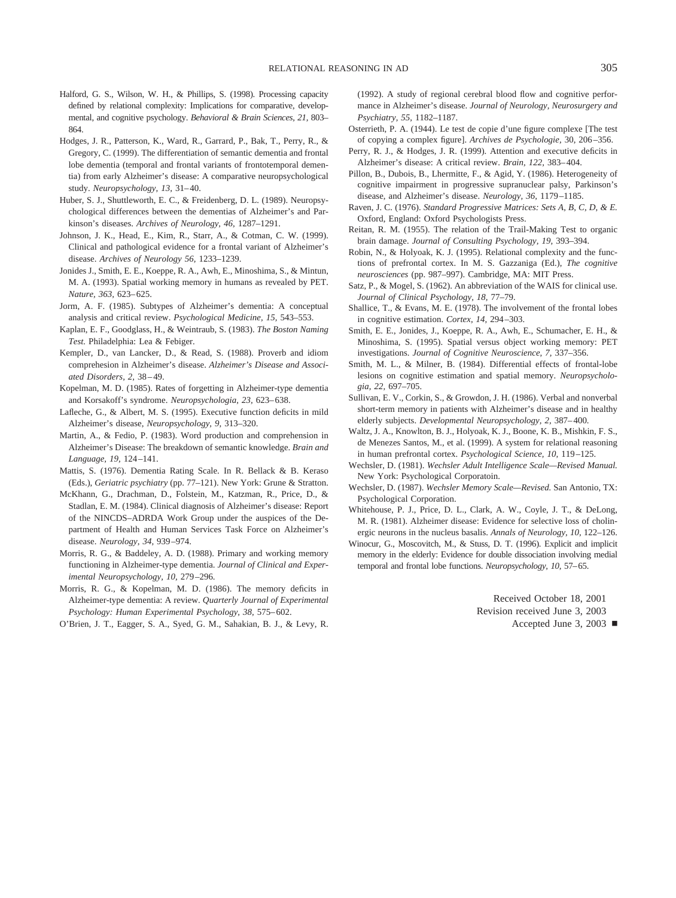Halford, G. S., Wilson, W. H., & Phillips, S. (1998). Processing capacity defined by relational complexity: Implications for comparative, developmental, and cognitive psychology. *Behavioral & Brain Sciences, 21,* 803–864.

Hodges, J. R., Patterson, K., Ward, R., Garrard, P., Bak, T., Perry, R., & Gregory, C. (1999). The differentiation of semantic dementia and frontal lobe dementia (temporal and frontal variants of frontotemporal dementia) from early Alzheimer's disease: A comparative neuropsychological study. *Neuropsychology, 13,* 31–40.

Huber, S. J., Shuttleworth, E. C., & Freidenberg, D. L. (1989). Neuropsychological differences between the dementias of Alzheimer's and Parkinson's diseases. *Archives of Neurology, 46,* 1287–1291.

Johnson, J. K., Head, E., Kim, R., Starr, A., & Cotman, C. W. (1999). Clinical and pathological evidence for a frontal variant of Alzheimer's disease. *Archives of Neurology 56,* 1233–1239.

Jonides J., Smith, E. E., Koeppe, R. A., Awh, E., Minoshima, S., & Mintun, M. A. (1993). Spatial working memory in humans as revealed by PET. *Nature, 363,* 623–625.

Jorm, A. F. (1985). Subtypes of Alzheimer's dementia: A conceptual analysis and critical review. *Psychological Medicine, 15,* 543–553.

Kaplan, E. F., Goodglass, H., & Weintraub, S. (1983). *The Boston Naming Test.* Philadelphia: Lea & Febiger.

Kempler, D., van Lancker, D., & Read, S. (1988). Proverb and idiom comprehesion in Alzheimer's disease. *Alzheimer's Disease and Associated Disorders, 2,* 38–49.

Kopelman, M. D. (1985). Rates of forgetting in Alzheimer-type dementia and Korsakoff's syndrome. *Neuropsychologia, 23,* 623–638.

Lafleche, G., & Albert, M. S. (1995). Executive function deficits in mild Alzheimer's disease, *Neuropsychology, 9,* 313–320.

Martin, A., & Fedio, P. (1983). Word production and comprehension in Alzheimer's Disease: The breakdown of semantic knowledge. *Brain and Language, 19,* 124–141.

Mattis, S. (1976). Dementia Rating Scale. In R. Bellack & B. Keraso (Eds.), *Geriatric psychiatry* (pp. 77–121). New York: Grune & Stratton.

McKhann, G., Drachman, D., Folstein, M., Katzman, R., Price, D., & Stadlan, E. M. (1984). Clinical diagnosis of Alzheimer's disease: Report of the NINCDS–ADRDA Work Group under the auspices of the Department of Health and Human Services Task Force on Alzheimer's disease. *Neurology, 34,* 939–974.

Morris, R. G., & Baddeley, A. D. (1988). Primary and working memory functioning in Alzheimer-type dementia. *Journal of Clinical and Experimental Neuropsychology, 10,* 279–296.

Morris, R. G., & Kopelman, M. D. (1986). The memory deficits in Alzheimer-type dementia: A review. *Quarterly Journal of Experimental Psychology: Human Experimental Psychology, 38,* 575–602.

O'Brien, J. T., Eagger, S. A., Syed, G. M., Sahakian, B. J., & Levy, R. (1992). A study of regional cerebral blood flow and cognitive performance in Alzheimer's disease. *Journal of Neurology, Neurosurgery and Psychiatry, 55,* 1182–1187.

Osterrieth, P. A. (1944). Le test de copie d'une figure complexe [The test of copying a complex figure]. *Archives de Psychologie,* 30, 206–356.

Perry, R. J., & Hodges, J. R. (1999). Attention and executive deficits in Alzheimer's disease: A critical review. *Brain, 122,* 383–404.

Pillon, B., Dubois, B., Lhermitte, F., & Agid, Y. (1986). Heterogeneity of cognitive impairment in progressive supranuclear palsy, Parkinson's disease, and Alzheimer's disease. *Neurology, 36,* 1179–1185.

Raven, J. C. (1976). *Standard Progressive Matrices: Sets A, B, C, D, & E.* Oxford, England: Oxford Psychologists Press.

Reitan, R. M. (1955). The relation of the Trail-Making Test to organic brain damage. *Journal of Consulting Psychology, 19,* 393–394.

Robin, N., & Holyoak, K. J. (1995). Relational complexity and the functions of prefrontal cortex. In M. S. Gazzaniga (Ed.), *The cognitive neurosciences* (pp. 987–997). Cambridge, MA: MIT Press.

Satz, P., & Mogel, S. (1962). An abbreviation of the WAIS for clinical use. *Journal of Clinical Psychology, 18,* 77–79.

Shallice, T., & Evans, M. E. (1978). The involvement of the frontal lobes in cognitive estimation. *Cortex, 14,* 294–303.

Smith, E. E., Jonides, J., Koeppe, R. A., Awh, E., Schumacher, E. H., & Minoshima, S. (1995). Spatial versus object working memory: PET investigations. *Journal of Cognitive Neuroscience, 7,* 337–356.

Smith, M. L., & Milner, B. (1984). Differential effects of frontal-lobe lesions on cognitive estimation and spatial memory. *Neuropsychologia, 22,* 697–705.

Sullivan, E. V., Corkin, S., & Growdon, J. H. (1986). Verbal and nonverbal short-term memory in patients with Alzheimer's disease and in healthy elderly subjects. *Developmental Neuropsychology, 2,* 387–400.

Waltz, J. A., Knowlton, B. J., Holyoak, K. J., Boone, K. B., Mishkin, F. S., de Menezes Santos, M., et al. (1999). A system for relational reasoning in human prefrontal cortex. *Psychological Science, 10,* 119–125.

Wechsler, D. (1981). *Wechsler Adult Intelligence Scale—Revised Manual.* New York: Psychological Corporatoin.

Wechsler, D. (1987). *Wechsler Memory Scale—Revised.* San Antonio, TX: Psychological Corporation.

Whitehouse, P. J., Price, D. L., Clark, A. W., Coyle, J. T., & DeLong, M. R. (1981). Alzheimer disease: Evidence for selective loss of cholinergic neurons in the nucleus basalis. *Annals of Neurology, 10,* 122–126.

Winocur, G., Moscovitch, M., & Stuss, D. T. (1996). Explicit and implicit memory in the elderly: Evidence for double dissociation involving medial temporal and frontal lobe functions. *Neuropsychology, 10,* 57–65.

Received October 18, 2001
Revision received June 3, 2003
Accepted June 3, 2003 ■